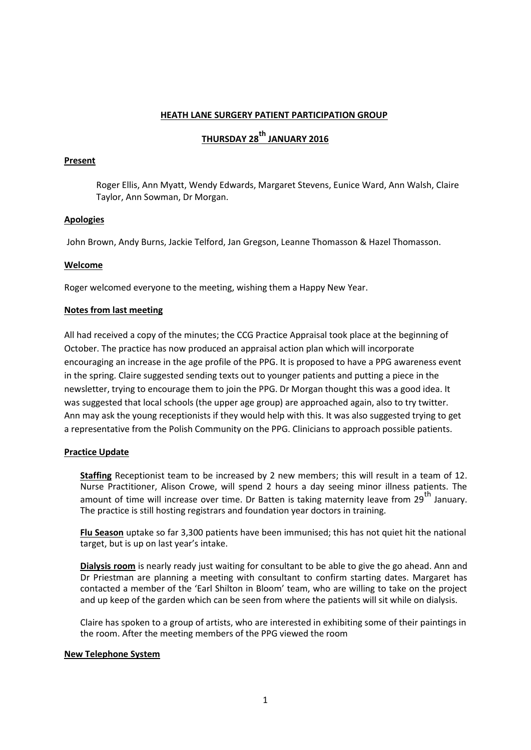# HEATH LANE SURGERY PATIENT PARTICIPATION GROUP

## THURSDAY 28th JANUARY 2016

### Present

Roger Ellis, Ann Myatt, Wendy Edwards, Margaret Stevens, Eunice Ward, Ann Walsh, Claire Taylor, Ann Sowman, Dr Morgan.

### Apologies

John Brown, Andy Burns, Jackie Telford, Jan Gregson, Leanne Thomasson & Hazel Thomasson.

### Welcome

Roger welcomed everyone to the meeting, wishing them a Happy New Year.

### Notes from last meeting

All had received a copy of the minutes; the CCG Practice Appraisal took place at the beginning of October. The practice has now produced an appraisal action plan which will incorporate encouraging an increase in the age profile of the PPG. It is proposed to have a PPG awareness event in the spring. Claire suggested sending texts out to younger patients and putting a piece in the newsletter, trying to encourage them to join the PPG. Dr Morgan thought this was a good idea. It was suggested that local schools (the upper age group) are approached again, also to try twitter. Ann may ask the young receptionists if they would help with this. It was also suggested trying to get a representative from the Polish Community on the PPG. Clinicians to approach possible patients.

### Practice Update

**Staffing** Receptionist team to be increased by 2 new members; this will result in a team of 12. Nurse Practitioner, Alison Crowe, will spend 2 hours a day seeing minor illness patients. The amount of time will increase over time. Dr Batten is taking maternity leave from 29th January. The practice is still hosting registrars and foundation year doctors in training.

**Flu Season** uptake so far 3,300 patients have been immunised; this has not quiet hit the national target, but is up on last year's intake.

**Dialysis room** is nearly ready just waiting for consultant to be able to give the go ahead. Ann and Dr Priestman are planning a meeting with consultant to confirm starting dates. Margaret has contacted a member of the 'Earl Shilton in Bloom' team, who are willing to take on the project and up keep of the garden which can be seen from where the patients will sit while on dialysis.

Claire has spoken to a group of artists, who are interested in exhibiting some of their paintings in the room. After the meeting members of the PPG viewed the room

### New Telephone System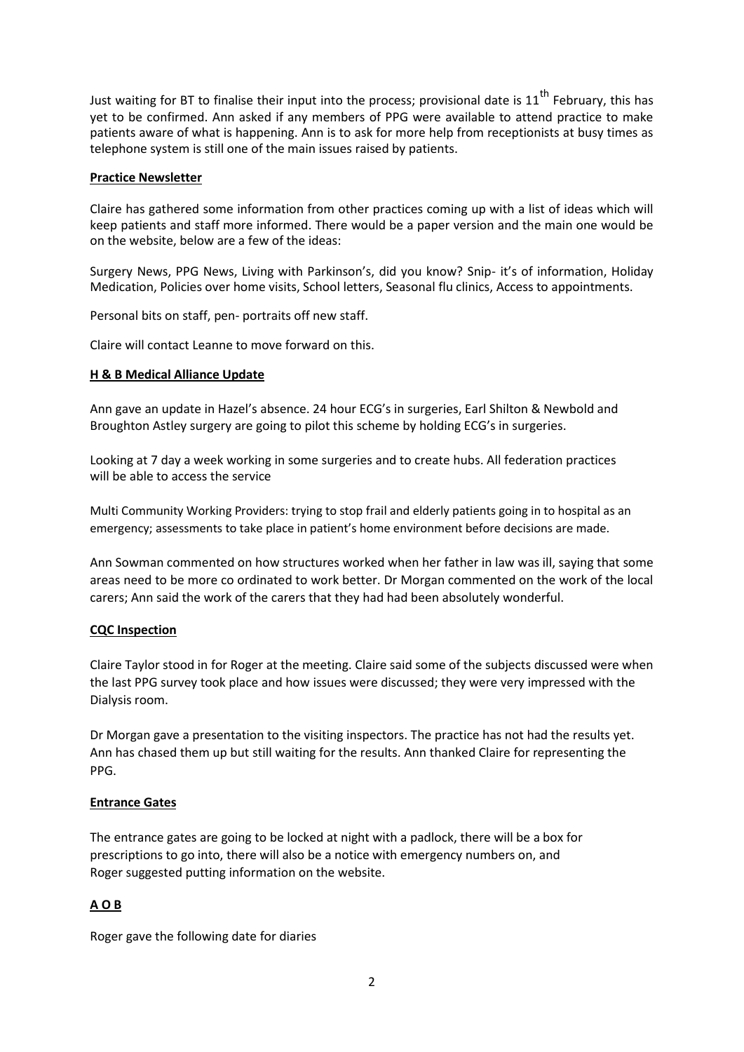Just waiting for BT to finalise their input into the process; provisional date is 11th February, this has yet to be confirmed. Ann asked if any members of PPG were available to attend practice to make patients aware of what is happening. Ann is to ask for more help from receptionists at busy times as telephone system is still one of the main issues raised by patients.

**Practice Newsletter**

Claire has gathered some information from other practices coming up with a list of ideas which will keep patients and staff more informed. There would be a paper version and the main one would be on the website, below are a few of the ideas:

Surgery News, PPG News, Living with Parkinson's, did you know? Snip- it's of information, Holiday Medication, Policies over home visits, School letters, Seasonal flu clinics, Access to appointments.

Personal bits on staff, pen- portraits off new staff.

Claire will contact Leanne to move forward on this.

**H & B Medical Alliance Update**

Ann gave an update in Hazel's absence. 24 hour ECG's in surgeries, Earl Shilton & Newbold and Broughton Astley surgery are going to pilot this scheme by holding ECG's in surgeries.

Looking at 7 day a week working in some surgeries and to create hubs. All federation practices will be able to access the service

Multi Community Working Providers: trying to stop frail and elderly patients going in to hospital as an emergency; assessments to take place in patient's home environment before decisions are made.

Ann Sowman commented on how structures worked when her father in law was ill, saying that some areas need to be more co ordinated to work better. Dr Morgan commented on the work of the local carers; Ann said the work of the carers that they had had been absolutely wonderful.

**CQC Inspection**

Claire Taylor stood in for Roger at the meeting. Claire said some of the subjects discussed were when the last PPG survey took place and how issues were discussed; they were very impressed with the Dialysis room.

Dr Morgan gave a presentation to the visiting inspectors. The practice has not had the results yet. Ann has chased them up but still waiting for the results. Ann thanked Claire for representing the PPG.

**Entrance Gates**

The entrance gates are going to be locked at night with a padlock, there will be a box for prescriptions to go into, there will also be a notice with emergency numbers on, and Roger suggested putting information on the website.

**A O B**

Roger gave the following date for diaries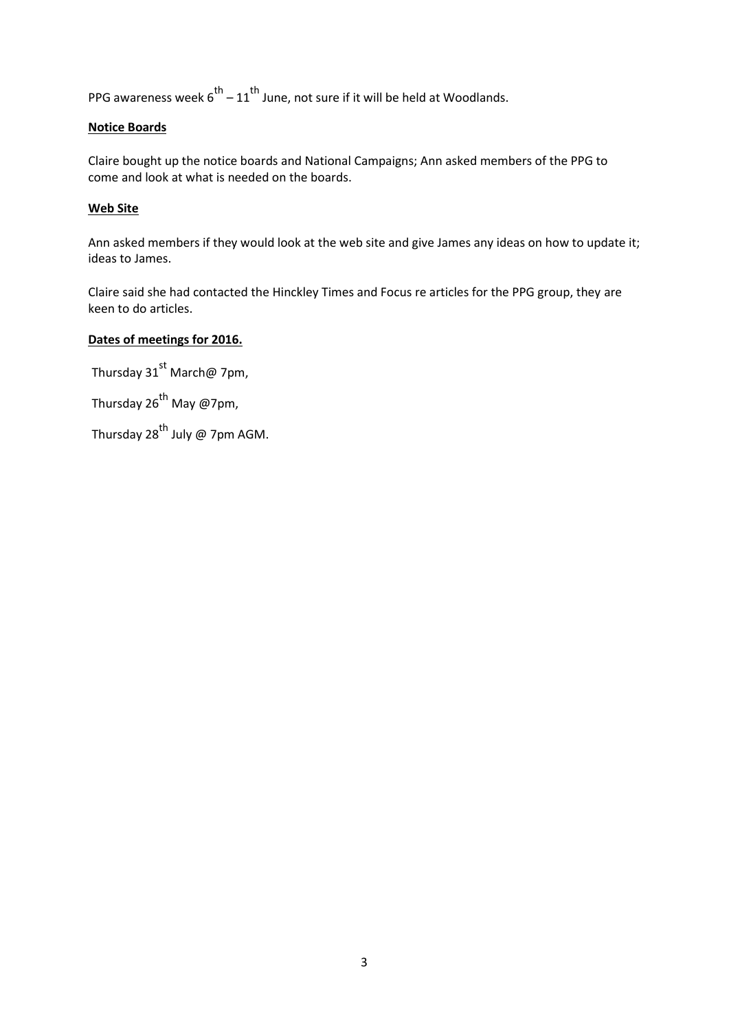PPG awareness week 6th – 11th June, not sure if it will be held at Woodlands.

**Notice Boards**

Claire bought up the notice boards and National Campaigns; Ann asked members of the PPG to come and look at what is needed on the boards.

**Web Site**

Ann asked members if they would look at the web site and give James any ideas on how to update it; ideas to James.

Claire said she had contacted the Hinckley Times and Focus re articles for the PPG group, they are keen to do articles.

**Dates of meetings for 2016.**

Thursday 31st March@ 7pm,

Thursday 26th May @7pm,

Thursday 28th July @ 7pm AGM.